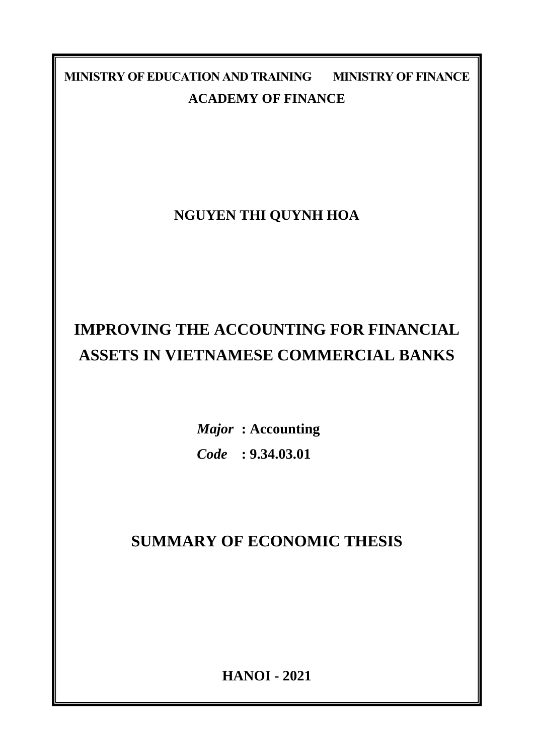**MINISTRY OF EDUCATION AND TRAINING　　MINISTRY OF FINANCE**

**ACADEMY OF FINANCE**

**NGUYEN THI QUYNH HOA**

# IMPROVING THE ACCOUNTING FOR FINANCIAL ASSETS IN VIETNAMESE COMMERCIAL BANKS

***Major*** **: Accounting**

***Code*** **: 9.34.03.01**

## SUMMARY OF ECONOMIC THESIS

**HANOI - 2021**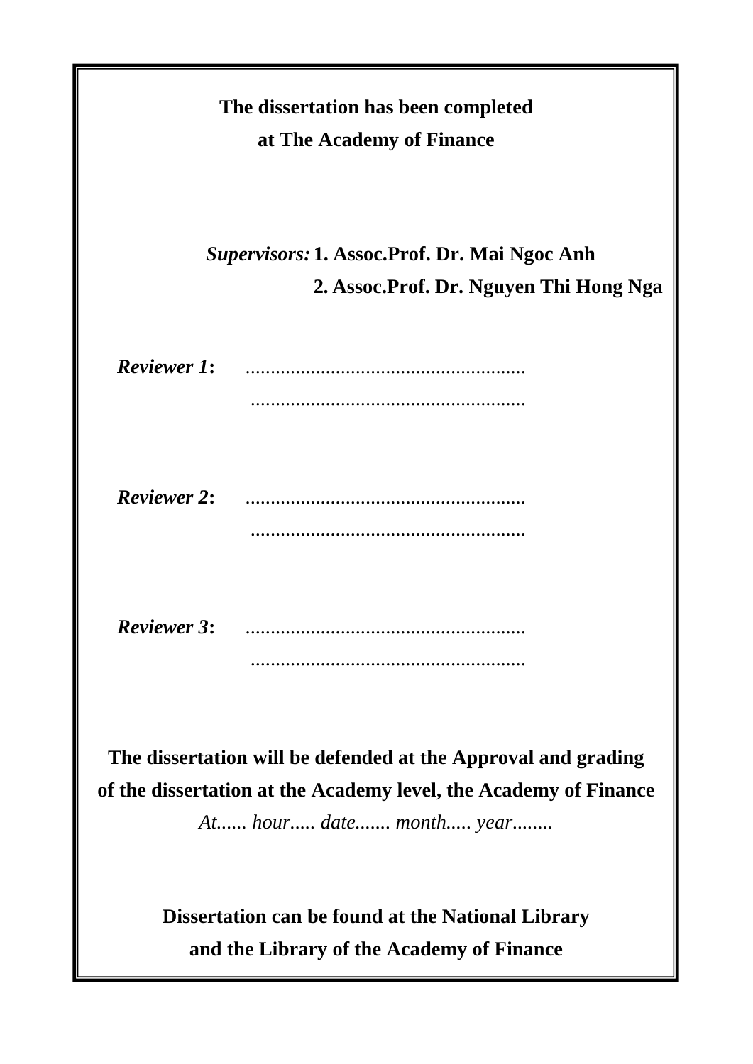**The dissertation has been completed**
**at The Academy of Finance**

*Supervisors:* **1. Assoc.Prof. Dr. Mai Ngoc Anh**
**2. Assoc.Prof. Dr. Nguyen Thi Hong Nga**

***Reviewer 1*:** ........................................................
........................................................

***Reviewer 2*:** ........................................................
........................................................

***Reviewer 3*:** ........................................................
........................................................

**The dissertation will be defended at the Approval and grading of the dissertation at the Academy level, the Academy of Finance**
*At...... hour..... date....... month..... year........*

**Dissertation can be found at the National Library and the Library of the Academy of Finance**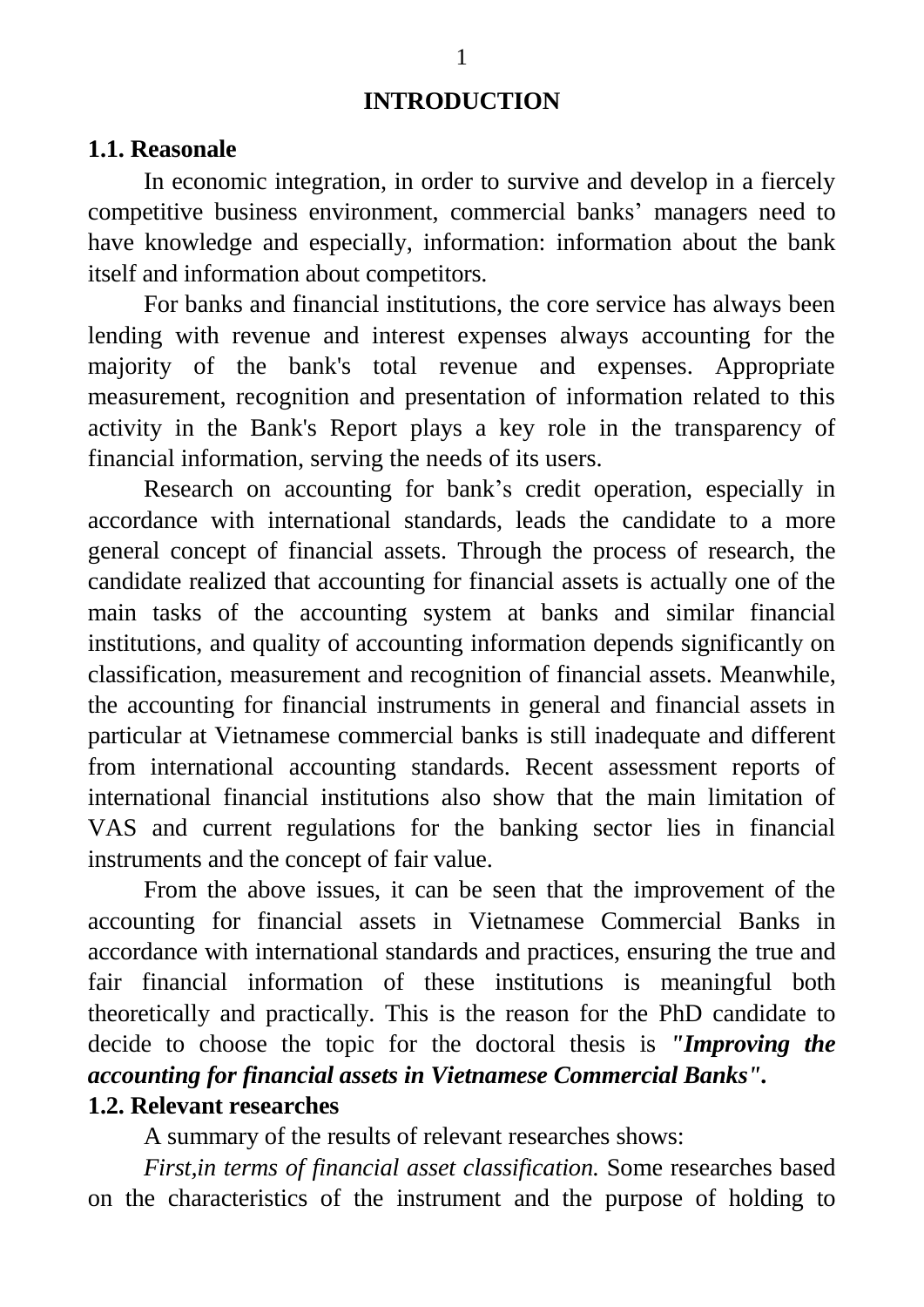# INTRODUCTION

## 1.1. Reasonale

In economic integration, in order to survive and develop in a fiercely competitive business environment, commercial banks' managers need to have knowledge and especially, information: information about the bank itself and information about competitors.

For banks and financial institutions, the core service has always been lending with revenue and interest expenses always accounting for the majority of the bank's total revenue and expenses. Appropriate measurement, recognition and presentation of information related to this activity in the Bank's Report plays a key role in the transparency of financial information, serving the needs of its users.

Research on accounting for bank's credit operation, especially in accordance with international standards, leads the candidate to a more general concept of financial assets. Through the process of research, the candidate realized that accounting for financial assets is actually one of the main tasks of the accounting system at banks and similar financial institutions, and quality of accounting information depends significantly on classification, measurement and recognition of financial assets. Meanwhile, the accounting for financial instruments in general and financial assets in particular at Vietnamese commercial banks is still inadequate and different from international accounting standards. Recent assessment reports of international financial institutions also show that the main limitation of VAS and current regulations for the banking sector lies in financial instruments and the concept of fair value.

From the above issues, it can be seen that the improvement of the accounting for financial assets in Vietnamese Commercial Banks in accordance with international standards and practices, ensuring the true and fair financial information of these institutions is meaningful both theoretically and practically. This is the reason for the PhD candidate to decide to choose the topic for the doctoral thesis is ***"Improving the accounting for financial assets in Vietnamese Commercial Banks"*.**

## 1.2. Relevant researches

A summary of the results of relevant researches shows:

*First,in terms of financial asset classification.* Some researches based on the characteristics of the instrument and the purpose of holding to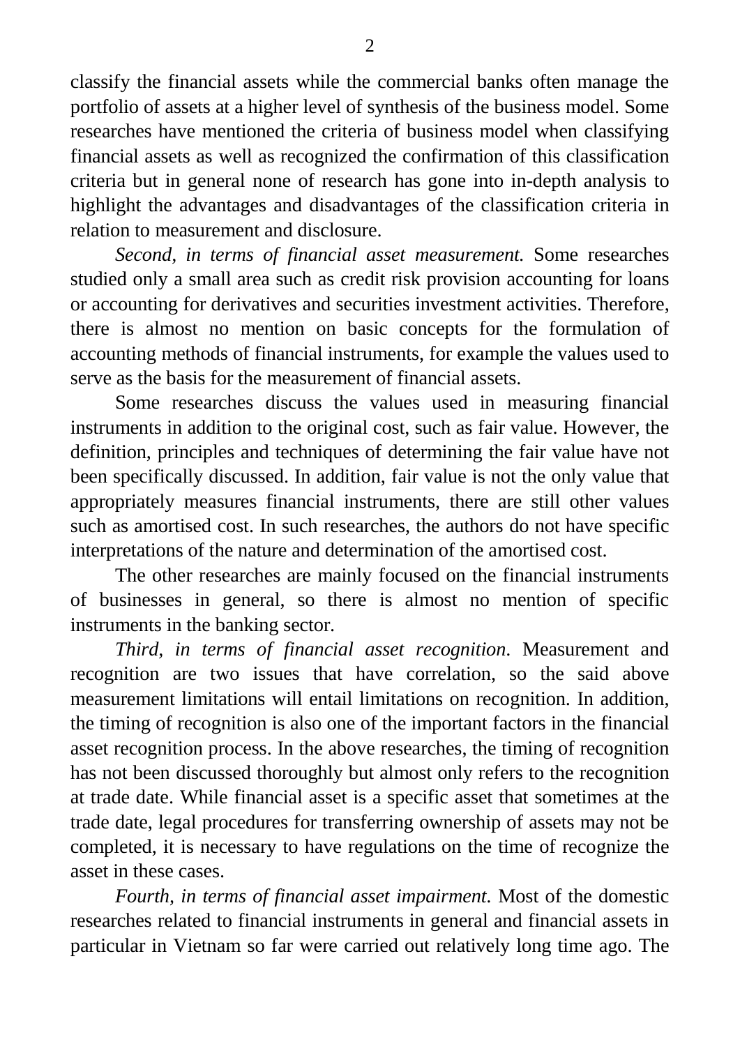classify the financial assets while the commercial banks often manage the portfolio of assets at a higher level of synthesis of the business model. Some researches have mentioned the criteria of business model when classifying financial assets as well as recognized the confirmation of this classification criteria but in general none of research has gone into in-depth analysis to highlight the advantages and disadvantages of the classification criteria in relation to measurement and disclosure.

*Second, in terms of financial asset measurement.* Some researches studied only a small area such as credit risk provision accounting for loans or accounting for derivatives and securities investment activities. Therefore, there is almost no mention on basic concepts for the formulation of accounting methods of financial instruments, for example the values used to serve as the basis for the measurement of financial assets.

Some researches discuss the values used in measuring financial instruments in addition to the original cost, such as fair value. However, the definition, principles and techniques of determining the fair value have not been specifically discussed. In addition, fair value is not the only value that appropriately measures financial instruments, there are still other values such as amortised cost. In such researches, the authors do not have specific interpretations of the nature and determination of the amortised cost.

The other researches are mainly focused on the financial instruments of businesses in general, so there is almost no mention of specific instruments in the banking sector.

*Third, in terms of financial asset recognition*. Measurement and recognition are two issues that have correlation, so the said above measurement limitations will entail limitations on recognition. In addition, the timing of recognition is also one of the important factors in the financial asset recognition process. In the above researches, the timing of recognition has not been discussed thoroughly but almost only refers to the recognition at trade date. While financial asset is a specific asset that sometimes at the trade date, legal procedures for transferring ownership of assets may not be completed, it is necessary to have regulations on the time of recognize the asset in these cases.

*Fourth, in terms of financial asset impairment.* Most of the domestic researches related to financial instruments in general and financial assets in particular in Vietnam so far were carried out relatively long time ago. The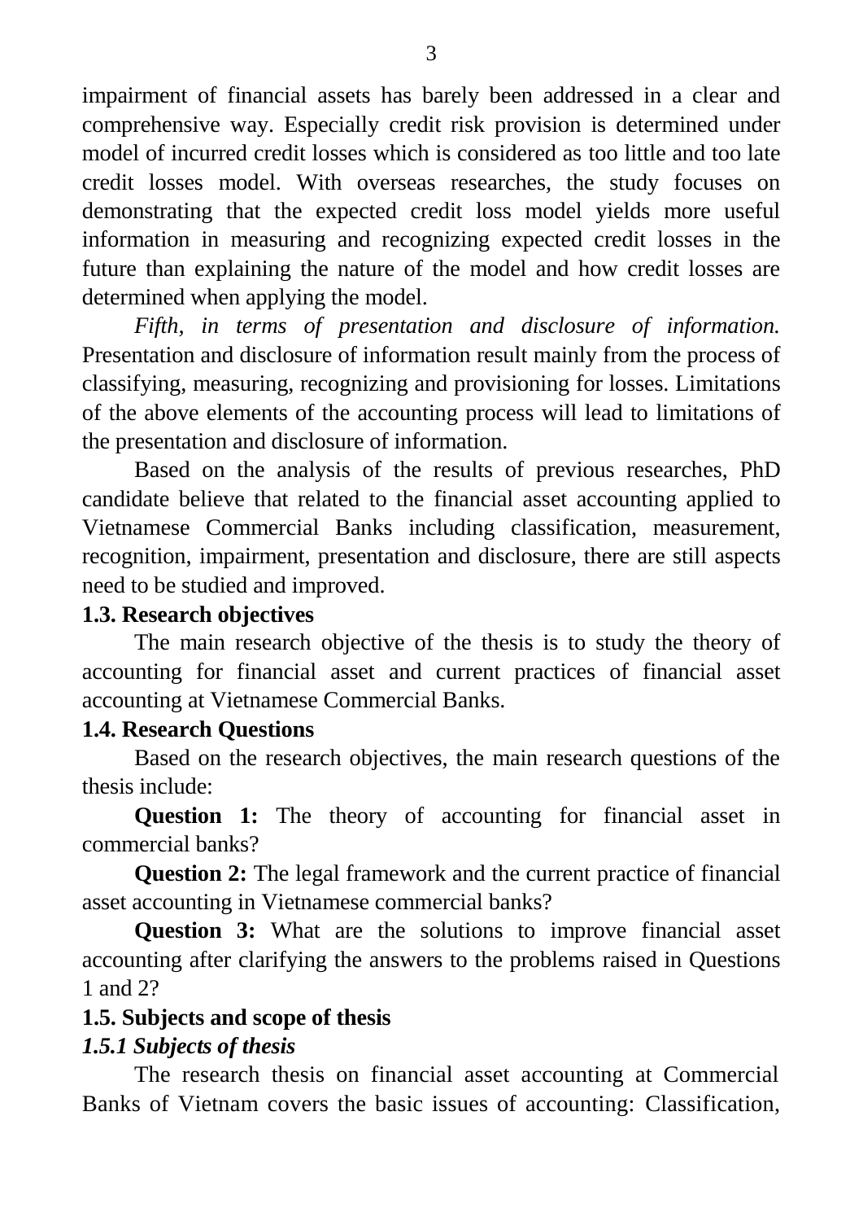impairment of financial assets has barely been addressed in a clear and comprehensive way. Especially credit risk provision is determined under model of incurred credit losses which is considered as too little and too late credit losses model. With overseas researches, the study focuses on demonstrating that the expected credit loss model yields more useful information in measuring and recognizing expected credit losses in the future than explaining the nature of the model and how credit losses are determined when applying the model.

*Fifth, in terms of presentation and disclosure of information.* Presentation and disclosure of information result mainly from the process of classifying, measuring, recognizing and provisioning for losses. Limitations of the above elements of the accounting process will lead to limitations of the presentation and disclosure of information.

Based on the analysis of the results of previous researches, PhD candidate believe that related to the financial asset accounting applied to Vietnamese Commercial Banks including classification, measurement, recognition, impairment, presentation and disclosure, there are still aspects need to be studied and improved.

### 1.3. Research objectives

The main research objective of the thesis is to study the theory of accounting for financial asset and current practices of financial asset accounting at Vietnamese Commercial Banks.

### 1.4. Research Questions

Based on the research objectives, the main research questions of the thesis include:

**Question 1:** The theory of accounting for financial asset in commercial banks?

**Question 2:** The legal framework and the current practice of financial asset accounting in Vietnamese commercial banks?

**Question 3:** What are the solutions to improve financial asset accounting after clarifying the answers to the problems raised in Questions 1 and 2?

### 1.5. Subjects and scope of thesis

#### *1.5.1 Subjects of thesis*

The research thesis on financial asset accounting at Commercial Banks of Vietnam covers the basic issues of accounting: Classification,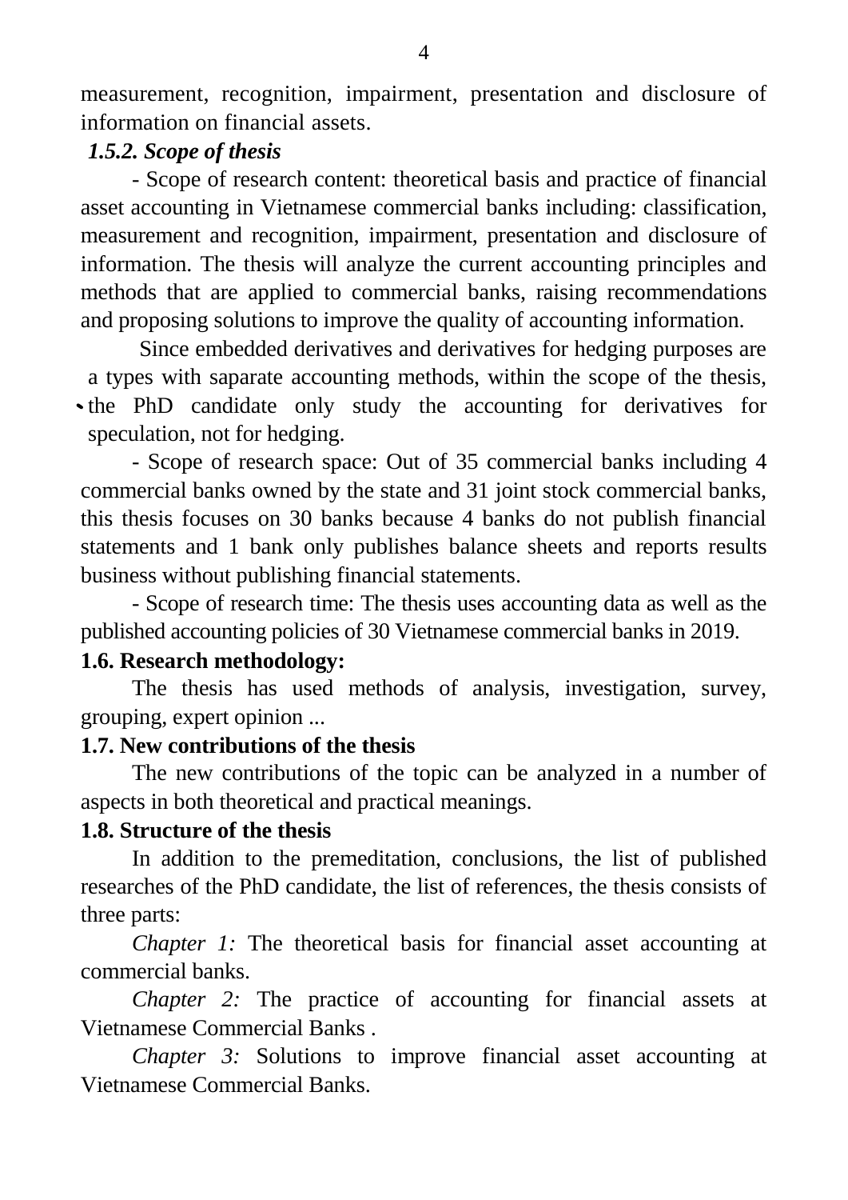measurement, recognition, impairment, presentation and disclosure of information on financial assets.

### *1.5.2. Scope of thesis*

- Scope of research content: theoretical basis and practice of financial asset accounting in Vietnamese commercial banks including: classification, measurement and recognition, impairment, presentation and disclosure of information. The thesis will analyze the current accounting principles and methods that are applied to commercial banks, raising recommendations and proposing solutions to improve the quality of accounting information.

Since embedded derivatives and derivatives for hedging purposes are a types with saparate accounting methods, within the scope of the thesis, the PhD candidate only study the accounting for derivatives for speculation, not for hedging.

- Scope of research space: Out of 35 commercial banks including 4 commercial banks owned by the state and 31 joint stock commercial banks, this thesis focuses on 30 banks because 4 banks do not publish financial statements and 1 bank only publishes balance sheets and reports results business without publishing financial statements.

- Scope of research time: The thesis uses accounting data as well as the published accounting policies of 30 Vietnamese commercial banks in 2019.

## 1.6. Research methodology:

The thesis has used methods of analysis, investigation, survey, grouping, expert opinion ...

## 1.7. New contributions of the thesis

The new contributions of the topic can be analyzed in a number of aspects in both theoretical and practical meanings.

## 1.8. Structure of the thesis

In addition to the premeditation, conclusions, the list of published researches of the PhD candidate, the list of references, the thesis consists of three parts:

*Chapter 1:* The theoretical basis for financial asset accounting at commercial banks.

*Chapter 2:* The practice of accounting for financial assets at Vietnamese Commercial Banks .

*Chapter 3:* Solutions to improve financial asset accounting at Vietnamese Commercial Banks.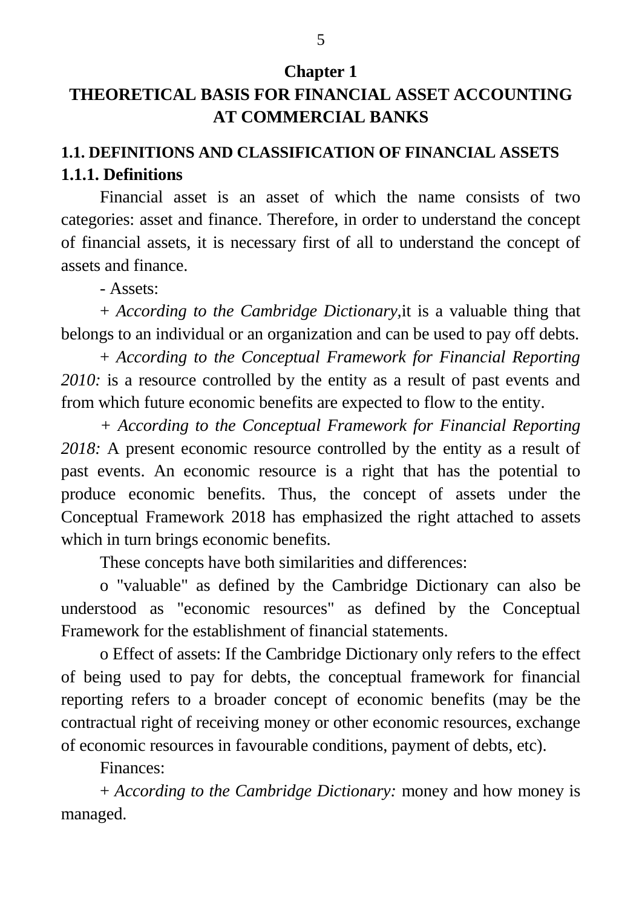# Chapter 1
# THEORETICAL BASIS FOR FINANCIAL ASSET ACCOUNTING AT COMMERCIAL BANKS

## 1.1. DEFINITIONS AND CLASSIFICATION OF FINANCIAL ASSETS

### 1.1.1. Definitions

Financial asset is an asset of which the name consists of two categories: asset and finance. Therefore, in order to understand the concept of financial assets, it is necessary first of all to understand the concept of assets and finance.

- Assets:

+ *According to the Cambridge Dictionary,*it is a valuable thing that belongs to an individual or an organization and can be used to pay off debts.

+ *According to the Conceptual Framework for Financial Reporting 2010:* is a resource controlled by the entity as a result of past events and from which future economic benefits are expected to flow to the entity.

*+ According to the Conceptual Framework for Financial Reporting 2018:* A present economic resource controlled by the entity as a result of past events. An economic resource is a right that has the potential to produce economic benefits. Thus, the concept of assets under the Conceptual Framework 2018 has emphasized the right attached to assets which in turn brings economic benefits.

These concepts have both similarities and differences:

o "valuable" as defined by the Cambridge Dictionary can also be understood as "economic resources" as defined by the Conceptual Framework for the establishment of financial statements.

o Effect of assets: If the Cambridge Dictionary only refers to the effect of being used to pay for debts, the conceptual framework for financial reporting refers to a broader concept of economic benefits (may be the contractual right of receiving money or other economic resources, exchange of economic resources in favourable conditions, payment of debts, etc).

Finances:

+ *According to the Cambridge Dictionary:* money and how money is managed.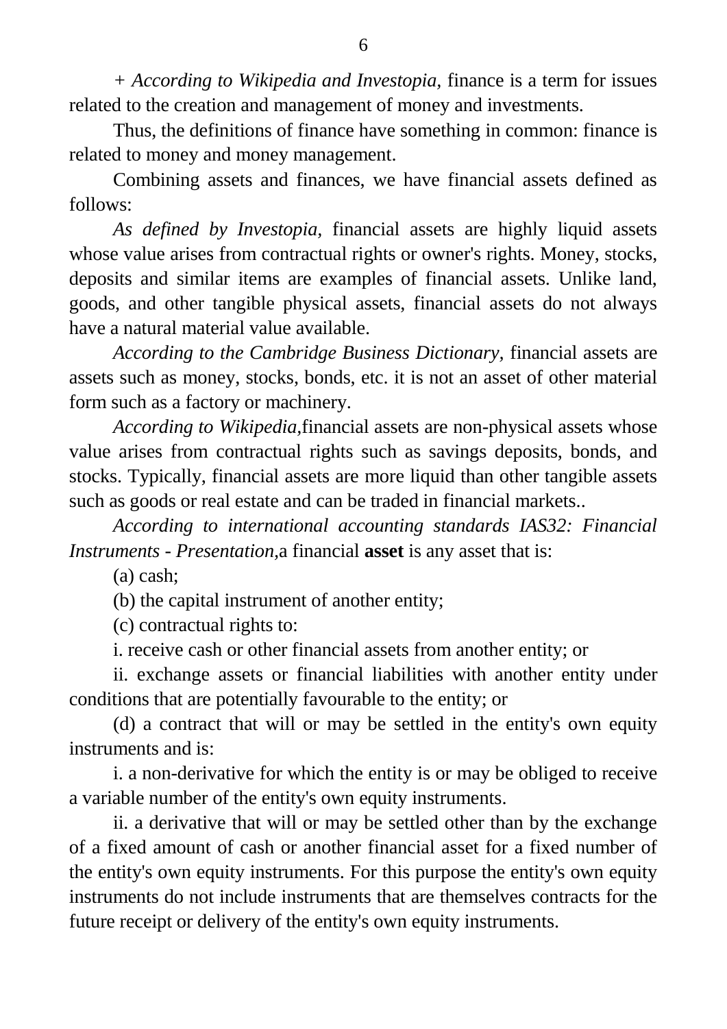*+ According to Wikipedia and Investopia,* finance is a term for issues related to the creation and management of money and investments.

Thus, the definitions of finance have something in common: finance is related to money and money management.

Combining assets and finances, we have financial assets defined as follows:

*As defined by Investopia,* financial assets are highly liquid assets whose value arises from contractual rights or owner's rights. Money, stocks, deposits and similar items are examples of financial assets. Unlike land, goods, and other tangible physical assets, financial assets do not always have a natural material value available.

*According to the Cambridge Business Dictionary,* financial assets are assets such as money, stocks, bonds, etc. it is not an asset of other material form such as a factory or machinery.

*According to Wikipedia,*financial assets are non-physical assets whose value arises from contractual rights such as savings deposits, bonds, and stocks. Typically, financial assets are more liquid than other tangible assets such as goods or real estate and can be traded in financial markets..

*According to international accounting standards IAS32: Financial Instruments - Presentation,*a financial **asset** is any asset that is:

(a) cash;

(b) the capital instrument of another entity;

(c) contractual rights to:

i. receive cash or other financial assets from another entity; or

ii. exchange assets or financial liabilities with another entity under conditions that are potentially favourable to the entity; or

(d) a contract that will or may be settled in the entity's own equity instruments and is:

i. a non-derivative for which the entity is or may be obliged to receive a variable number of the entity's own equity instruments.

ii. a derivative that will or may be settled other than by the exchange of a fixed amount of cash or another financial asset for a fixed number of the entity's own equity instruments. For this purpose the entity's own equity instruments do not include instruments that are themselves contracts for the future receipt or delivery of the entity's own equity instruments.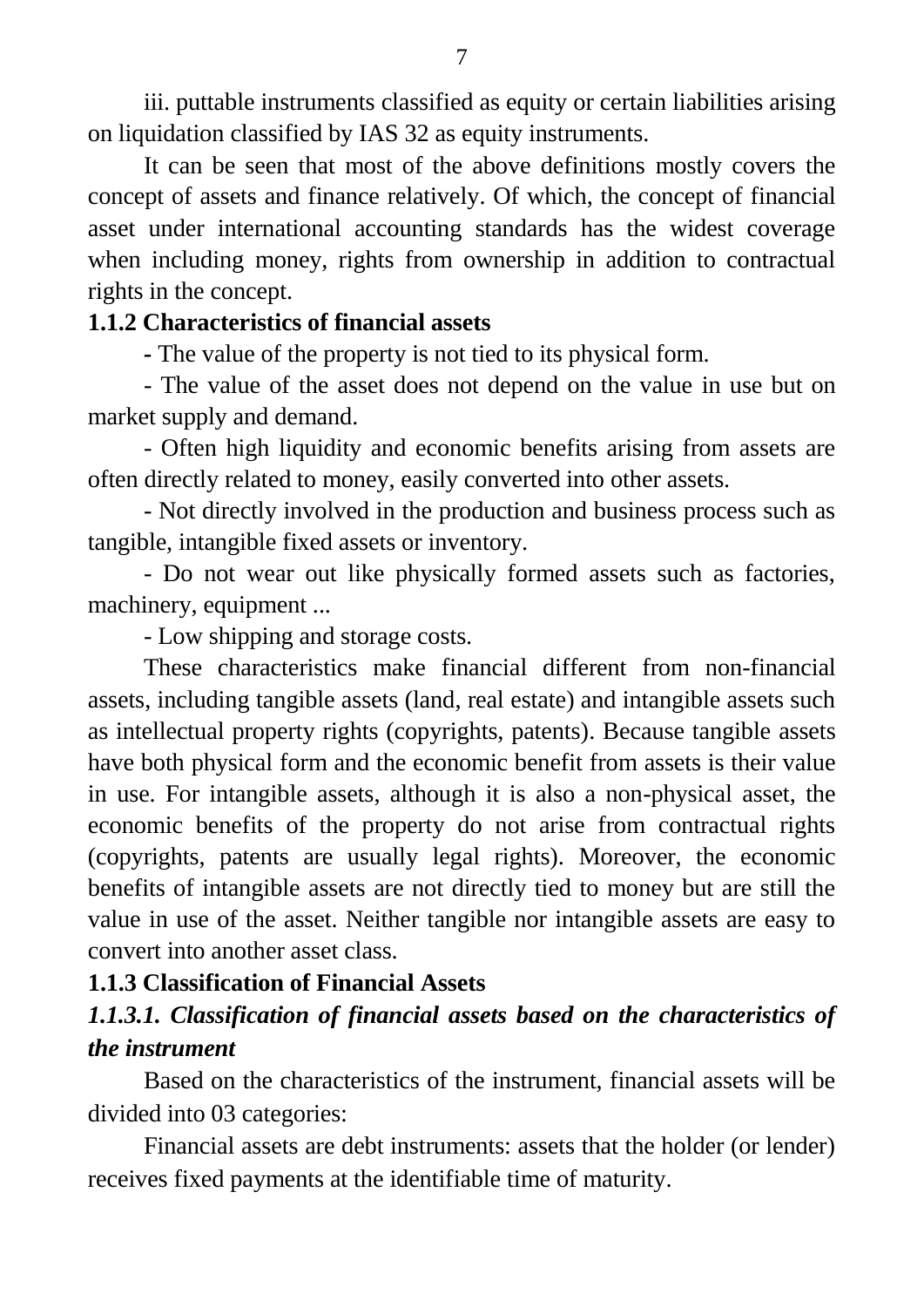iii. puttable instruments classified as equity or certain liabilities arising on liquidation classified by IAS 32 as equity instruments.

It can be seen that most of the above definitions mostly covers the concept of assets and finance relatively. Of which, the concept of financial asset under international accounting standards has the widest coverage when including money, rights from ownership in addition to contractual rights in the concept.

### 1.1.2 Characteristics of financial assets

- The value of the property is not tied to its physical form.
- The value of the asset does not depend on the value in use but on market supply and demand.
- Often high liquidity and economic benefits arising from assets are often directly related to money, easily converted into other assets.
- Not directly involved in the production and business process such as tangible, intangible fixed assets or inventory.
- Do not wear out like physically formed assets such as factories, machinery, equipment ...
- Low shipping and storage costs.

These characteristics make financial different from non-financial assets, including tangible assets (land, real estate) and intangible assets such as intellectual property rights (copyrights, patents). Because tangible assets have both physical form and the economic benefit from assets is their value in use. For intangible assets, although it is also a non-physical asset, the economic benefits of the property do not arise from contractual rights (copyrights, patents are usually legal rights). Moreover, the economic benefits of intangible assets are not directly tied to money but are still the value in use of the asset. Neither tangible nor intangible assets are easy to convert into another asset class.

### 1.1.3 Classification of Financial Assets

#### *1.1.3.1. Classification of financial assets based on the characteristics of the instrument*

Based on the characteristics of the instrument, financial assets will be divided into 03 categories:

Financial assets are debt instruments: assets that the holder (or lender) receives fixed payments at the identifiable time of maturity.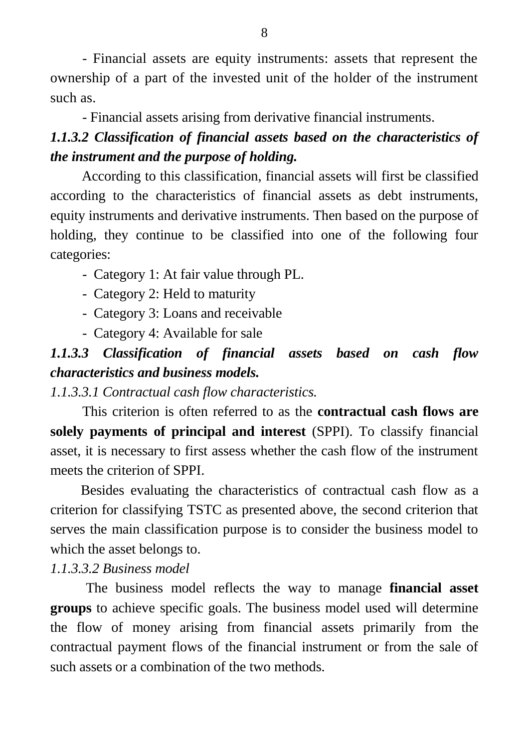- Financial assets are equity instruments: assets that represent the ownership of a part of the invested unit of the holder of the instrument such as.

- Financial assets arising from derivative financial instruments.

#### *1.1.3.2 Classification of financial assets based on the characteristics of the instrument and the purpose of holding.*

According to this classification, financial assets will first be classified according to the characteristics of financial assets as debt instruments, equity instruments and derivative instruments. Then based on the purpose of holding, they continue to be classified into one of the following four categories:

- Category 1: At fair value through PL.
- Category 2: Held to maturity
- Category 3: Loans and receivable
- Category 4: Available for sale

#### *1.1.3.3 Classification of financial assets based on cash flow characteristics and business models.*

*1.1.3.3.1 Contractual cash flow characteristics.*

This criterion is often referred to as the **contractual cash flows are solely payments of principal and interest** (SPPI). To classify financial asset, it is necessary to first assess whether the cash flow of the instrument meets the criterion of SPPI.

Besides evaluating the characteristics of contractual cash flow as a criterion for classifying TSTC as presented above, the second criterion that serves the main classification purpose is to consider the business model to which the asset belongs to.

*1.1.3.3.2 Business model*

The business model reflects the way to manage **financial asset groups** to achieve specific goals. The business model used will determine the flow of money arising from financial assets primarily from the contractual payment flows of the financial instrument or from the sale of such assets or a combination of the two methods.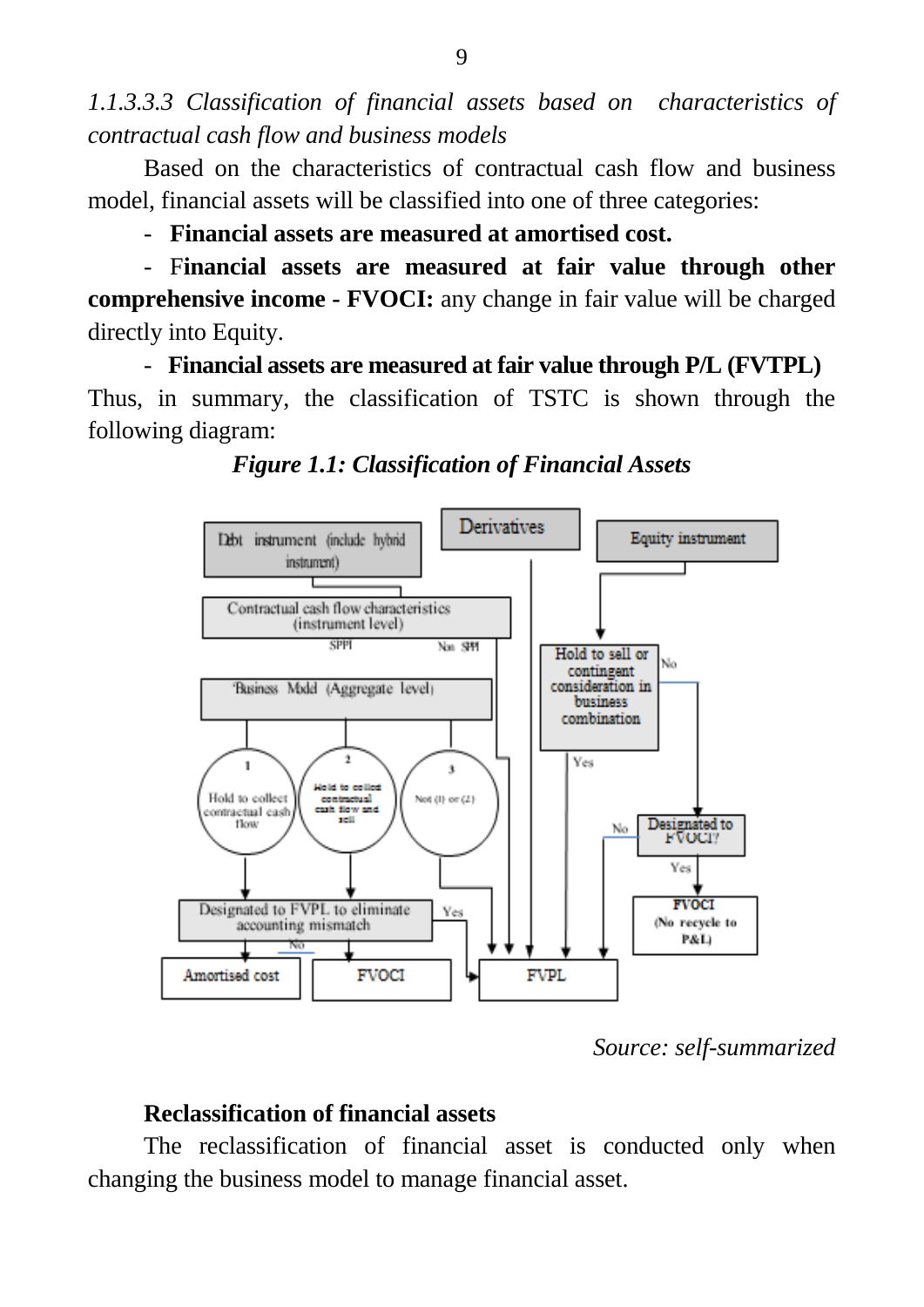*1.1.3.3.3 Classification of financial assets based on characteristics of contractual cash flow and business models*

Based on the characteristics of contractual cash flow and business model, financial assets will be classified into one of three categories:

- **Financial assets are measured at amortised cost.**
- F**inancial assets are measured at fair value through other comprehensive income - FVOCI:** any change in fair value will be charged directly into Equity.
- **Financial assets are measured at fair value through P/L (FVTPL)**

Thus, in summary, the classification of TSTC is shown through the following diagram:

***Figure 1.1: Classification of Financial Assets***

*Source: self-summarized*

**Reclassification of financial assets**

The reclassification of financial asset is conducted only when changing the business model to manage financial asset.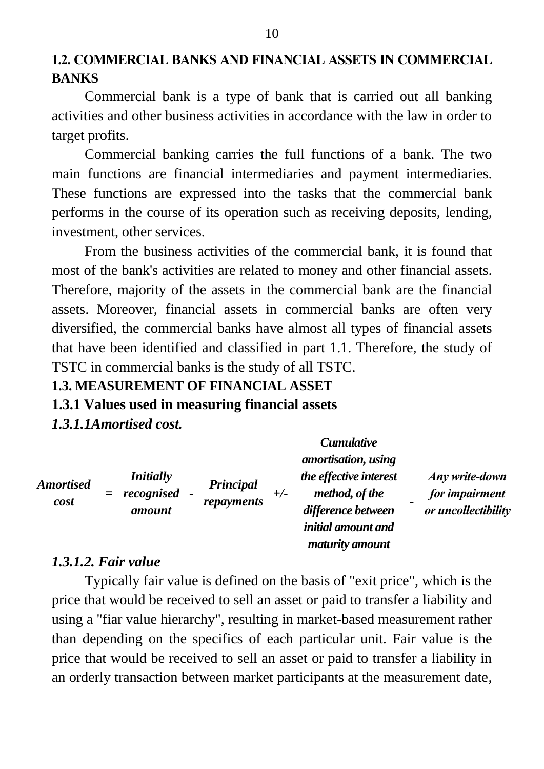## 1.2. COMMERCIAL BANKS AND FINANCIAL ASSETS IN COMMERCIAL BANKS

Commercial bank is a type of bank that is carried out all banking activities and other business activities in accordance with the law in order to target profits.

Commercial banking carries the full functions of a bank. The two main functions are financial intermediaries and payment intermediaries. These functions are expressed into the tasks that the commercial bank performs in the course of its operation such as receiving deposits, lending, investment, other services.

From the business activities of the commercial bank, it is found that most of the bank's activities are related to money and other financial assets. Therefore, majority of the assets in the commercial bank are the financial assets. Moreover, financial assets in commercial banks are often very diversified, the commercial banks have almost all types of financial assets that have been identified and classified in part 1.1. Therefore, the study of TSTC in commercial banks is the study of all TSTC.

## 1.3. MEASUREMENT OF FINANCIAL ASSET

### 1.3.1 Values used in measuring financial assets

#### *1.3.1.1Amortised cost.*

| *Amortised cost* | = | *Initially recognised amount* | - | *Principal repayments* | +/- | *Cumulative amortisation, using the effective interest method, of the difference between initial amount and maturity amount* | - | *Any write-down for impairment or uncollectibility* |
|---|---|---|---|---|---|---|---|---|

#### *1.3.1.2. Fair value*

Typically fair value is defined on the basis of "exit price", which is the price that would be received to sell an asset or paid to transfer a liability and using a "fiar value hierarchy", resulting in market-based measurement rather than depending on the specifics of each particular unit. Fair value is the price that would be received to sell an asset or paid to transfer a liability in an orderly transaction between market participants at the measurement date,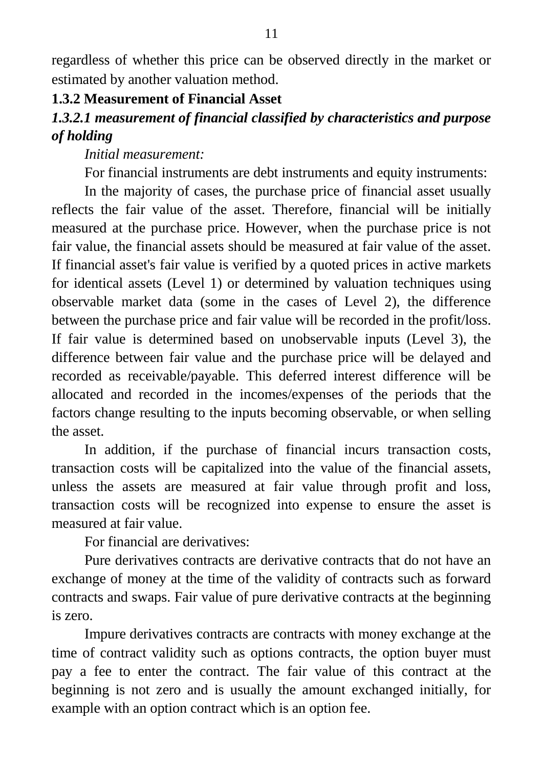regardless of whether this price can be observed directly in the market or estimated by another valuation method.

### 1.3.2 Measurement of Financial Asset

#### *1.3.2.1 measurement of financial classified by characteristics and purpose of holding*

*Initial measurement:*

For financial instruments are debt instruments and equity instruments:

In the majority of cases, the purchase price of financial asset usually reflects the fair value of the asset. Therefore, financial will be initially measured at the purchase price. However, when the purchase price is not fair value, the financial assets should be measured at fair value of the asset. If financial asset's fair value is verified by a quoted prices in active markets for identical assets (Level 1) or determined by valuation techniques using observable market data (some in the cases of Level 2), the difference between the purchase price and fair value will be recorded in the profit/loss. If fair value is determined based on unobservable inputs (Level 3), the difference between fair value and the purchase price will be delayed and recorded as receivable/payable. This deferred interest difference will be allocated and recorded in the incomes/expenses of the periods that the factors change resulting to the inputs becoming observable, or when selling the asset.

In addition, if the purchase of financial incurs transaction costs, transaction costs will be capitalized into the value of the financial assets, unless the assets are measured at fair value through profit and loss, transaction costs will be recognized into expense to ensure the asset is measured at fair value.

For financial are derivatives:

Pure derivatives contracts are derivative contracts that do not have an exchange of money at the time of the validity of contracts such as forward contracts and swaps. Fair value of pure derivative contracts at the beginning is zero.

Impure derivatives contracts are contracts with money exchange at the time of contract validity such as options contracts, the option buyer must pay a fee to enter the contract. The fair value of this contract at the beginning is not zero and is usually the amount exchanged initially, for example with an option contract which is an option fee.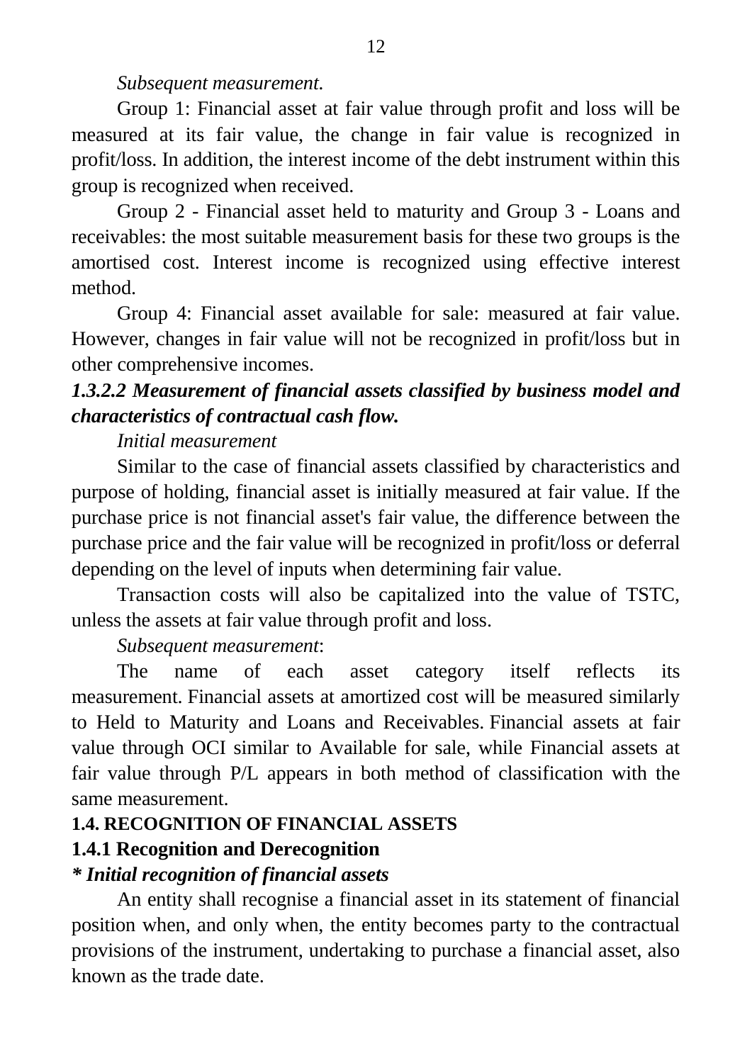*Subsequent measurement.*

Group 1: Financial asset at fair value through profit and loss will be measured at its fair value, the change in fair value is recognized in profit/loss. In addition, the interest income of the debt instrument within this group is recognized when received.

Group 2 - Financial asset held to maturity and Group 3 - Loans and receivables: the most suitable measurement basis for these two groups is the amortised cost. Interest income is recognized using effective interest method.

Group 4: Financial asset available for sale: measured at fair value. However, changes in fair value will not be recognized in profit/loss but in other comprehensive incomes.

#### *1.3.2.2 Measurement of financial assets classified by business model and characteristics of contractual cash flow.*

*Initial measurement*

Similar to the case of financial assets classified by characteristics and purpose of holding, financial asset is initially measured at fair value. If the purchase price is not financial asset's fair value, the difference between the purchase price and the fair value will be recognized in profit/loss or deferral depending on the level of inputs when determining fair value.

Transaction costs will also be capitalized into the value of TSTC, unless the assets at fair value through profit and loss.

*Subsequent measurement*:

The name of each asset category itself reflects its measurement. Financial assets at amortized cost will be measured similarly to Held to Maturity and Loans and Receivables. Financial assets at fair value through OCI similar to Available for sale, while Financial assets at fair value through P/L appears in both method of classification with the same measurement.

## 1.4. RECOGNITION OF FINANCIAL ASSETS

### 1.4.1 Recognition and Derecognition

***\* Initial recognition of financial assets***

An entity shall recognise a financial asset in its statement of financial position when, and only when, the entity becomes party to the contractual provisions of the instrument, undertaking to purchase a financial asset, also known as the trade date.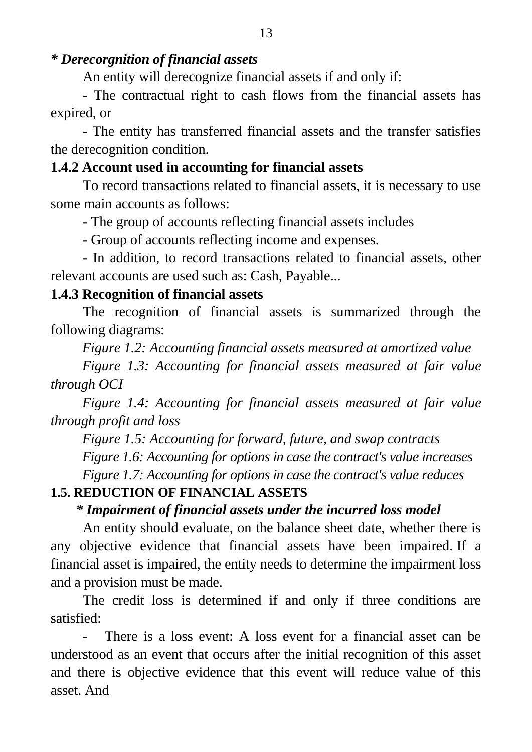***\* Derecorgnition of financial assets***

An entity will derecognize financial assets if and only if:

- The contractual right to cash flows from the financial assets has expired, or

- The entity has transferred financial assets and the transfer satisfies the derecognition condition.

**1.4.2 Account used in accounting for financial assets**

To record transactions related to financial assets, it is necessary to use some main accounts as follows:

- The group of accounts reflecting financial assets includes

- Group of accounts reflecting income and expenses.

- In addition, to record transactions related to financial assets, other relevant accounts are used such as: Cash, Payable...

**1.4.3 Recognition of financial assets**

The recognition of financial assets is summarized through the following diagrams:

*Figure 1.2: Accounting financial assets measured at amortized value*

*Figure 1.3: Accounting for financial assets measured at fair value through OCI*

*Figure 1.4: Accounting for financial assets measured at fair value through profit and loss*

*Figure 1.5: Accounting for forward, future, and swap contracts*

*Figure 1.6: Accounting for options in case the contract's value increases*

*Figure 1.7: Accounting for options in case the contract's value reduces*

**1.5. REDUCTION OF FINANCIAL ASSETS**

***\* Impairment of financial assets under the incurred loss model***

An entity should evaluate, on the balance sheet date, whether there is any objective evidence that financial assets have been impaired. If a financial asset is impaired, the entity needs to determine the impairment loss and a provision must be made.

The credit loss is determined if and only if three conditions are satisfied:

- There is a loss event: A loss event for a financial asset can be understood as an event that occurs after the initial recognition of this asset and there is objective evidence that this event will reduce value of this asset. And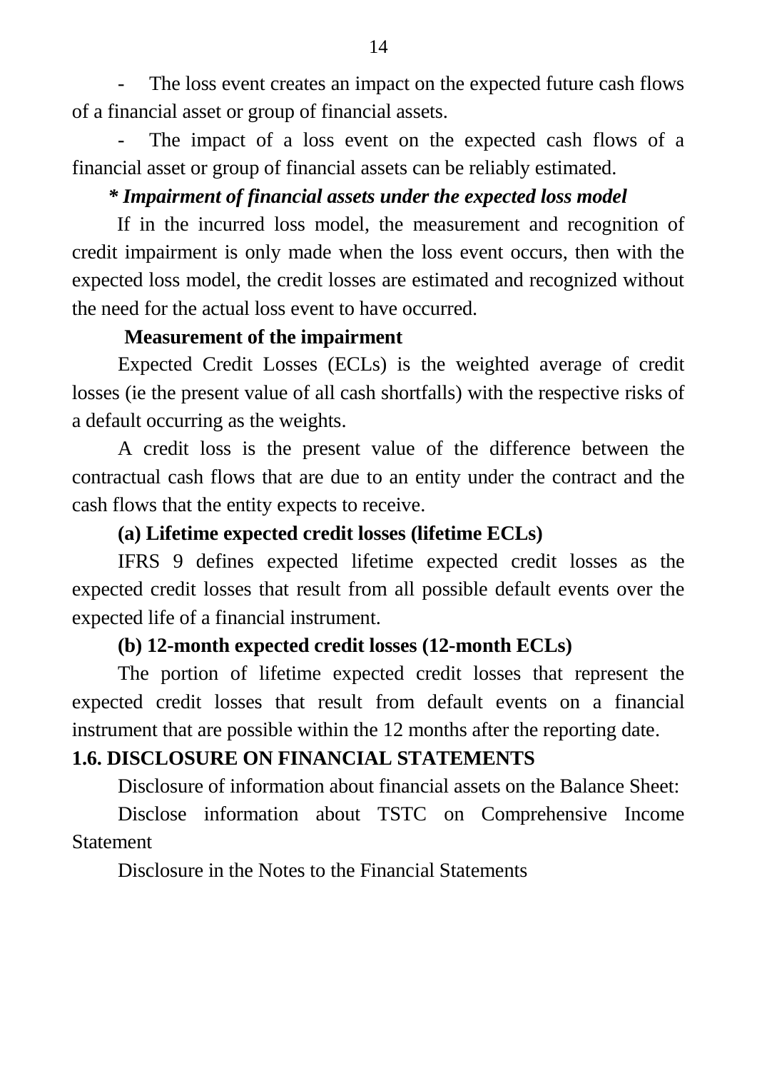- The loss event creates an impact on the expected future cash flows of a financial asset or group of financial assets.

- The impact of a loss event on the expected cash flows of a financial asset or group of financial assets can be reliably estimated.

***\* Impairment of financial assets under the expected loss model***

If in the incurred loss model, the measurement and recognition of credit impairment is only made when the loss event occurs, then with the expected loss model, the credit losses are estimated and recognized without the need for the actual loss event to have occurred.

**Measurement of the impairment**

Expected Credit Losses (ECLs) is the weighted average of credit losses (ie the present value of all cash shortfalls) with the respective risks of a default occurring as the weights.

A credit loss is the present value of the difference between the contractual cash flows that are due to an entity under the contract and the cash flows that the entity expects to receive.

**(a) Lifetime expected credit losses (lifetime ECLs)**

IFRS 9 defines expected lifetime expected credit losses as the expected credit losses that result from all possible default events over the expected life of a financial instrument.

**(b) 12-month expected credit losses (12-month ECLs)**

The portion of lifetime expected credit losses that represent the expected credit losses that result from default events on a financial instrument that are possible within the 12 months after the reporting date.

## 1.6. DISCLOSURE ON FINANCIAL STATEMENTS

Disclosure of information about financial assets on the Balance Sheet:

Disclose information about TSTC on Comprehensive Income Statement

Disclosure in the Notes to the Financial Statements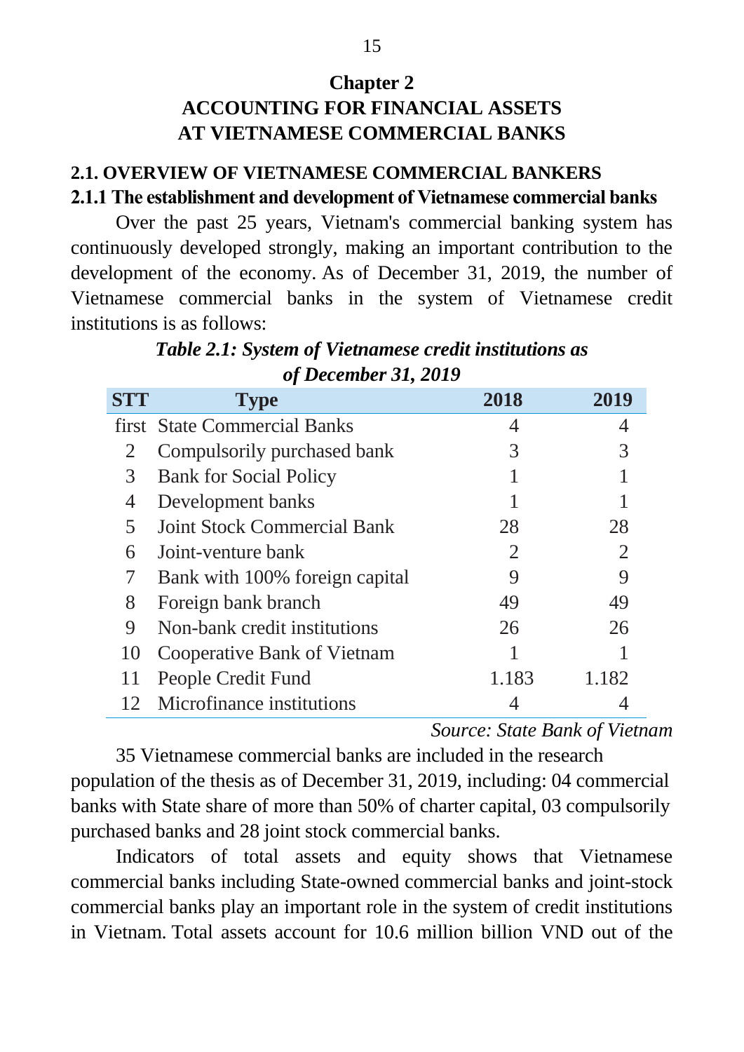# Chapter 2
# ACCOUNTING FOR FINANCIAL ASSETS AT VIETNAMESE COMMERCIAL BANKS

## 2.1. OVERVIEW OF VIETNAMESE COMMERCIAL BANKERS

### 2.1.1 The establishment and development of Vietnamese commercial banks

Over the past 25 years, Vietnam's commercial banking system has continuously developed strongly, making an important contribution to the development of the economy. As of December 31, 2019, the number of Vietnamese commercial banks in the system of Vietnamese credit institutions is as follows:

***Table 2.1: System of Vietnamese credit institutions as of December 31, 2019***

| STT | Type | 2018 | 2019 |
|---|---|---|---|
| first | State Commercial Banks | 4 | 4 |
| 2 | Compulsorily purchased bank | 3 | 3 |
| 3 | Bank for Social Policy | 1 | 1 |
| 4 | Development banks | 1 | 1 |
| 5 | Joint Stock Commercial Bank | 28 | 28 |
| 6 | Joint-venture bank | 2 | 2 |
| 7 | Bank with 100% foreign capital | 9 | 9 |
| 8 | Foreign bank branch | 49 | 49 |
| 9 | Non-bank credit institutions | 26 | 26 |
| 10 | Cooperative Bank of Vietnam | 1 | 1 |
| 11 | People Credit Fund | 1.183 | 1.182 |
| 12 | Microfinance institutions | 4 | 4 |

*Source: State Bank of Vietnam*

35 Vietnamese commercial banks are included in the research population of the thesis as of December 31, 2019, including: 04 commercial banks with State share of more than 50% of charter capital, 03 compulsorily purchased banks and 28 joint stock commercial banks.

Indicators of total assets and equity shows that Vietnamese commercial banks including State-owned commercial banks and joint-stock commercial banks play an important role in the system of credit institutions in Vietnam. Total assets account for 10.6 million billion VND out of the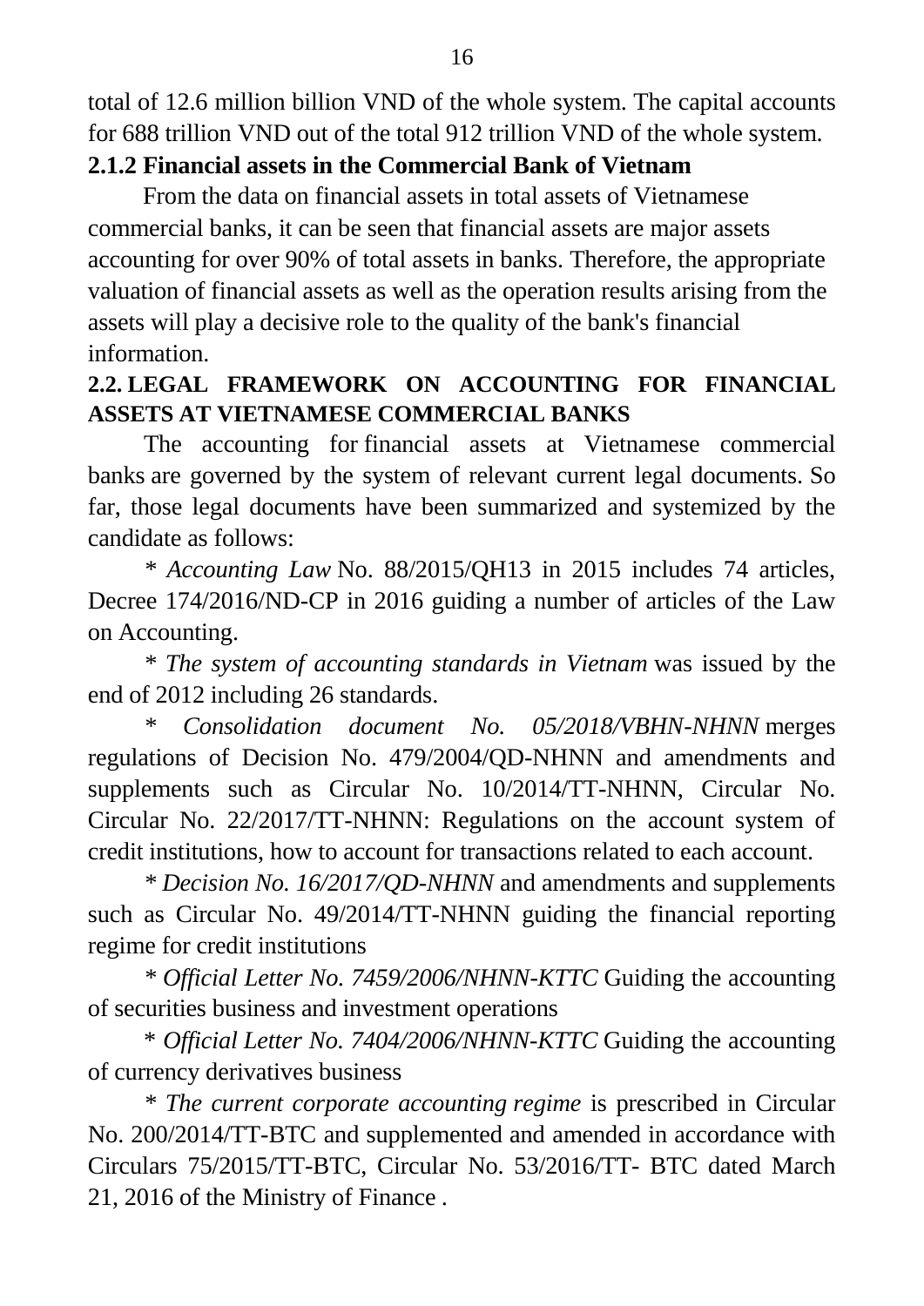total of 12.6 million billion VND of the whole system. The capital accounts for 688 trillion VND out of the total 912 trillion VND of the whole system.

### 2.1.2 Financial assets in the Commercial Bank of Vietnam

From the data on financial assets in total assets of Vietnamese commercial banks, it can be seen that financial assets are major assets accounting for over 90% of total assets in banks. Therefore, the appropriate valuation of financial assets as well as the operation results arising from the assets will play a decisive role to the quality of the bank's financial information.

## 2.2. LEGAL FRAMEWORK ON ACCOUNTING FOR FINANCIAL ASSETS AT VIETNAMESE COMMERCIAL BANKS

The accounting for financial assets at Vietnamese commercial banks are governed by the system of relevant current legal documents. So far, those legal documents have been summarized and systemized by the candidate as follows:

\* *Accounting Law* No. 88/2015/QH13 in 2015 includes 74 articles, Decree 174/2016/ND-CP in 2016 guiding a number of articles of the Law on Accounting.

\* *The system of accounting standards in Vietnam* was issued by the end of 2012 including 26 standards.

\* *Consolidation document No. 05/2018/VBHN-NHNN* merges regulations of Decision No. 479/2004/QD-NHNN and amendments and supplements such as Circular No. 10/2014/TT-NHNN, Circular No. Circular No. 22/2017/TT-NHNN: Regulations on the account system of credit institutions, how to account for transactions related to each account.

\* *Decision No. 16/2017/QD-NHNN* and amendments and supplements such as Circular No. 49/2014/TT-NHNN guiding the financial reporting regime for credit institutions

\* *Official Letter No. 7459/2006/NHNN-KTTC* Guiding the accounting of securities business and investment operations

\* *Official Letter No. 7404/2006/NHNN-KTTC* Guiding the accounting of currency derivatives business

\* *The current corporate accounting regime* is prescribed in Circular No. 200/2014/TT-BTC and supplemented and amended in accordance with Circulars 75/2015/TT-BTC, Circular No. 53/2016/TT- BTC dated March 21, 2016 of the Ministry of Finance .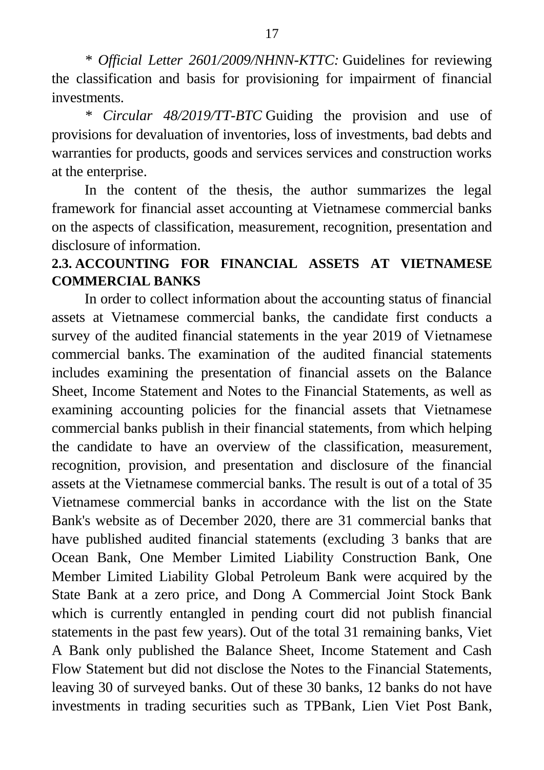* *Official Letter 2601/2009/NHNN-KTTC:* Guidelines for reviewing the classification and basis for provisioning for impairment of financial investments.

* *Circular 48/2019/TT-BTC* Guiding the provision and use of provisions for devaluation of inventories, loss of investments, bad debts and warranties for products, goods and services services and construction works at the enterprise.

In the content of the thesis, the author summarizes the legal framework for financial asset accounting at Vietnamese commercial banks on the aspects of classification, measurement, recognition, presentation and disclosure of information.

## 2.3. ACCOUNTING FOR FINANCIAL ASSETS AT VIETNAMESE COMMERCIAL BANKS

In order to collect information about the accounting status of financial assets at Vietnamese commercial banks, the candidate first conducts a survey of the audited financial statements in the year 2019 of Vietnamese commercial banks. The examination of the audited financial statements includes examining the presentation of financial assets on the Balance Sheet, Income Statement and Notes to the Financial Statements, as well as examining accounting policies for the financial assets that Vietnamese commercial banks publish in their financial statements, from which helping the candidate to have an overview of the classification, measurement, recognition, provision, and presentation and disclosure of the financial assets at the Vietnamese commercial banks. The result is out of a total of 35 Vietnamese commercial banks in accordance with the list on the State Bank's website as of December 2020, there are 31 commercial banks that have published audited financial statements (excluding 3 banks that are Ocean Bank, One Member Limited Liability Construction Bank, One Member Limited Liability Global Petroleum Bank were acquired by the State Bank at a zero price, and Dong A Commercial Joint Stock Bank which is currently entangled in pending court did not publish financial statements in the past few years). Out of the total 31 remaining banks, Viet A Bank only published the Balance Sheet, Income Statement and Cash Flow Statement but did not disclose the Notes to the Financial Statements, leaving 30 of surveyed banks. Out of these 30 banks, 12 banks do not have investments in trading securities such as TPBank, Lien Viet Post Bank,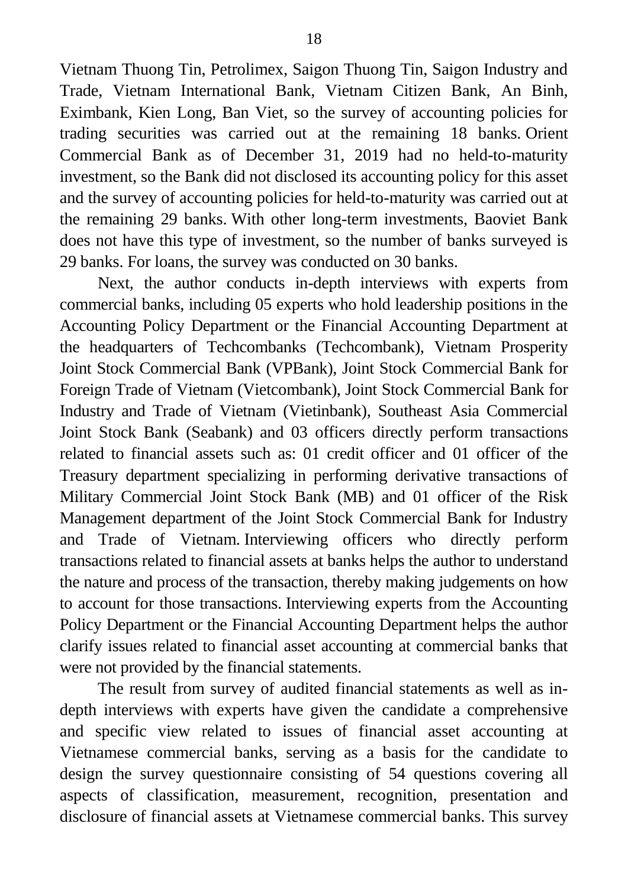Vietnam Thuong Tin, Petrolimex, Saigon Thuong Tin, Saigon Industry and Trade, Vietnam International Bank, Vietnam Citizen Bank, An Binh, Eximbank, Kien Long, Ban Viet, so the survey of accounting policies for trading securities was carried out at the remaining 18 banks. Orient Commercial Bank as of December 31, 2019 had no held-to-maturity investment, so the Bank did not disclosed its accounting policy for this asset and the survey of accounting policies for held-to-maturity was carried out at the remaining 29 banks. With other long-term investments, Baoviet Bank does not have this type of investment, so the number of banks surveyed is 29 banks. For loans, the survey was conducted on 30 banks.

Next, the author conducts in-depth interviews with experts from commercial banks, including 05 experts who hold leadership positions in the Accounting Policy Department or the Financial Accounting Department at the headquarters of Techcombanks (Techcombank), Vietnam Prosperity Joint Stock Commercial Bank (VPBank), Joint Stock Commercial Bank for Foreign Trade of Vietnam (Vietcombank), Joint Stock Commercial Bank for Industry and Trade of Vietnam (Vietinbank), Southeast Asia Commercial Joint Stock Bank (Seabank) and 03 officers directly perform transactions related to financial assets such as: 01 credit officer and 01 officer of the Treasury department specializing in performing derivative transactions of Military Commercial Joint Stock Bank (MB) and 01 officer of the Risk Management department of the Joint Stock Commercial Bank for Industry and Trade of Vietnam. Interviewing officers who directly perform transactions related to financial assets at banks helps the author to understand the nature and process of the transaction, thereby making judgements on how to account for those transactions. Interviewing experts from the Accounting Policy Department or the Financial Accounting Department helps the author clarify issues related to financial asset accounting at commercial banks that were not provided by the financial statements.

The result from survey of audited financial statements as well as in-depth interviews with experts have given the candidate a comprehensive and specific view related to issues of financial asset accounting at Vietnamese commercial banks, serving as a basis for the candidate to design the survey questionnaire consisting of 54 questions covering all aspects of classification, measurement, recognition, presentation and disclosure of financial assets at Vietnamese commercial banks. This survey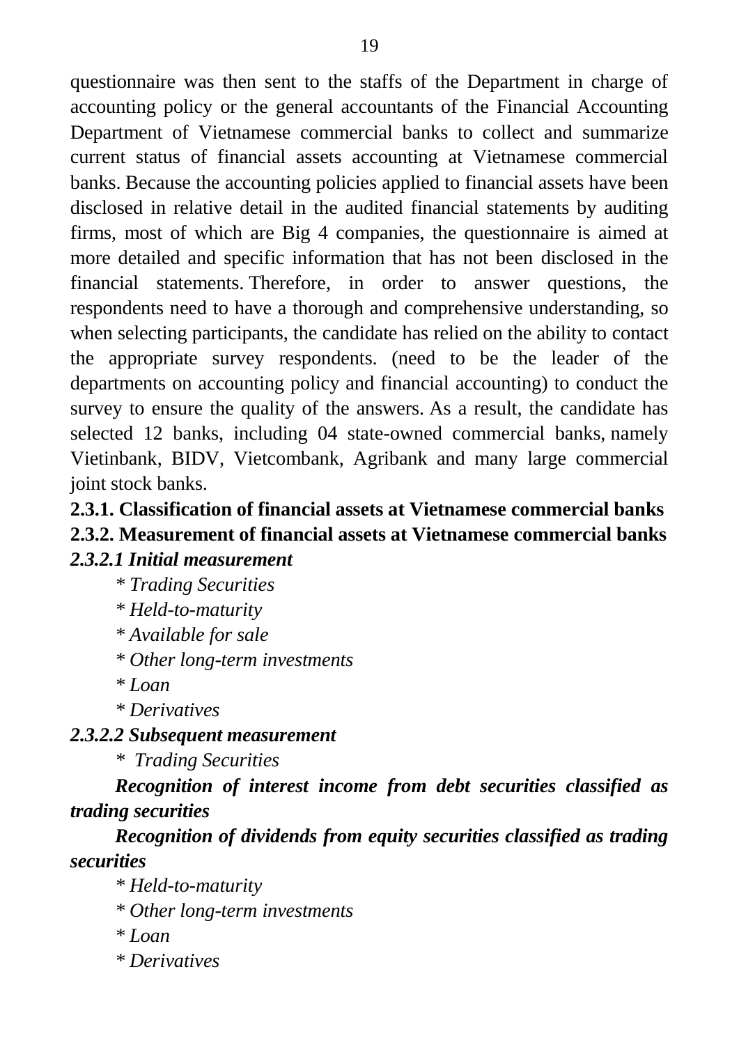questionnaire was then sent to the staffs of the Department in charge of accounting policy or the general accountants of the Financial Accounting Department of Vietnamese commercial banks to collect and summarize current status of financial assets accounting at Vietnamese commercial banks. Because the accounting policies applied to financial assets have been disclosed in relative detail in the audited financial statements by auditing firms, most of which are Big 4 companies, the questionnaire is aimed at more detailed and specific information that has not been disclosed in the financial statements. Therefore, in order to answer questions, the respondents need to have a thorough and comprehensive understanding, so when selecting participants, the candidate has relied on the ability to contact the appropriate survey respondents. (need to be the leader of the departments on accounting policy and financial accounting) to conduct the survey to ensure the quality of the answers. As a result, the candidate has selected 12 banks, including 04 state-owned commercial banks, namely Vietinbank, BIDV, Vietcombank, Agribank and many large commercial joint stock banks.

### 2.3.1. Classification of financial assets at Vietnamese commercial banks

### 2.3.2. Measurement of financial assets at Vietnamese commercial banks

#### *2.3.2.1 Initial measurement*

*\* Trading Securities*

*\* Held-to-maturity*

*\* Available for sale*

*\* Other long-term investments*

*\* Loan*

*\* Derivatives*

#### *2.3.2.2 Subsequent measurement*

*\* Trading Securities*

***Recognition of interest income from debt securities classified as trading securities***

***Recognition of dividends from equity securities classified as trading securities***

*\* Held-to-maturity*

*\* Other long-term investments*

*\* Loan*

*\* Derivatives*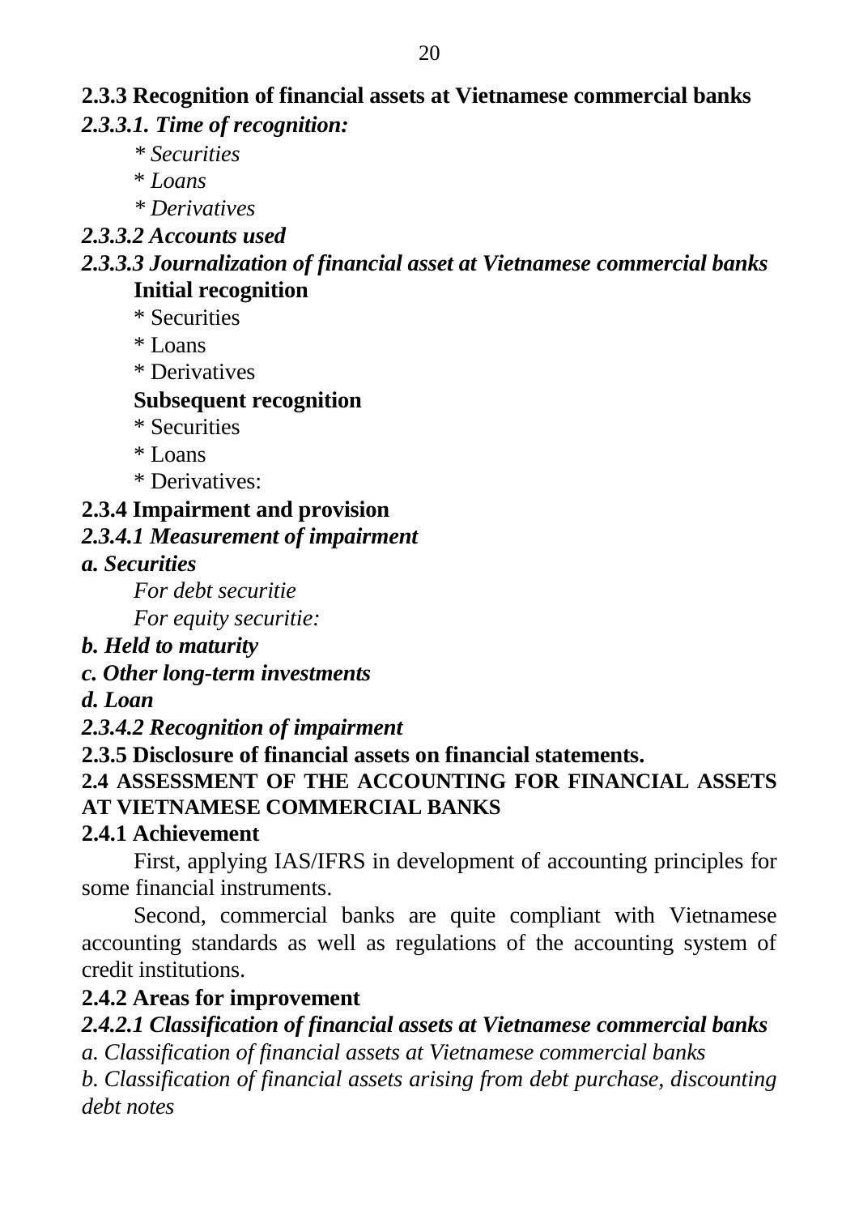## 2.3.3 Recognition of financial assets at Vietnamese commercial banks

### *2.3.3.1. Time of recognition:*

*\* Securities*

\* *Loans*

*\* Derivatives*

### *2.3.3.2 Accounts used*

### *2.3.3.3 Journalization of financial asset at Vietnamese commercial banks*

**Initial recognition**

\* Securities

\* Loans

\* Derivatives

**Subsequent recognition**

\* Securities

\* Loans

\* Derivatives:

## 2.3.4 Impairment and provision

### *2.3.4.1 Measurement of impairment*

***a. Securities***

*For debt securitie*

*For equity securitie:*

***b. Held to maturity***

***c. Other long-term investments***

***d. Loan***

### *2.3.4.2 Recognition of impairment*

## 2.3.5 Disclosure of financial assets on financial statements.

# 2.4 ASSESSMENT OF THE ACCOUNTING FOR FINANCIAL ASSETS AT VIETNAMESE COMMERCIAL BANKS

## 2.4.1 Achievement

First, applying IAS/IFRS in development of accounting principles for some financial instruments.

Second, commercial banks are quite compliant with Vietnamese accounting standards as well as regulations of the accounting system of credit institutions.

## 2.4.2 Areas for improvement

### *2.4.2.1 Classification of financial assets at Vietnamese commercial banks*

*a. Classification of financial assets at Vietnamese commercial banks*

*b. Classification of financial assets arising from debt purchase, discounting debt notes*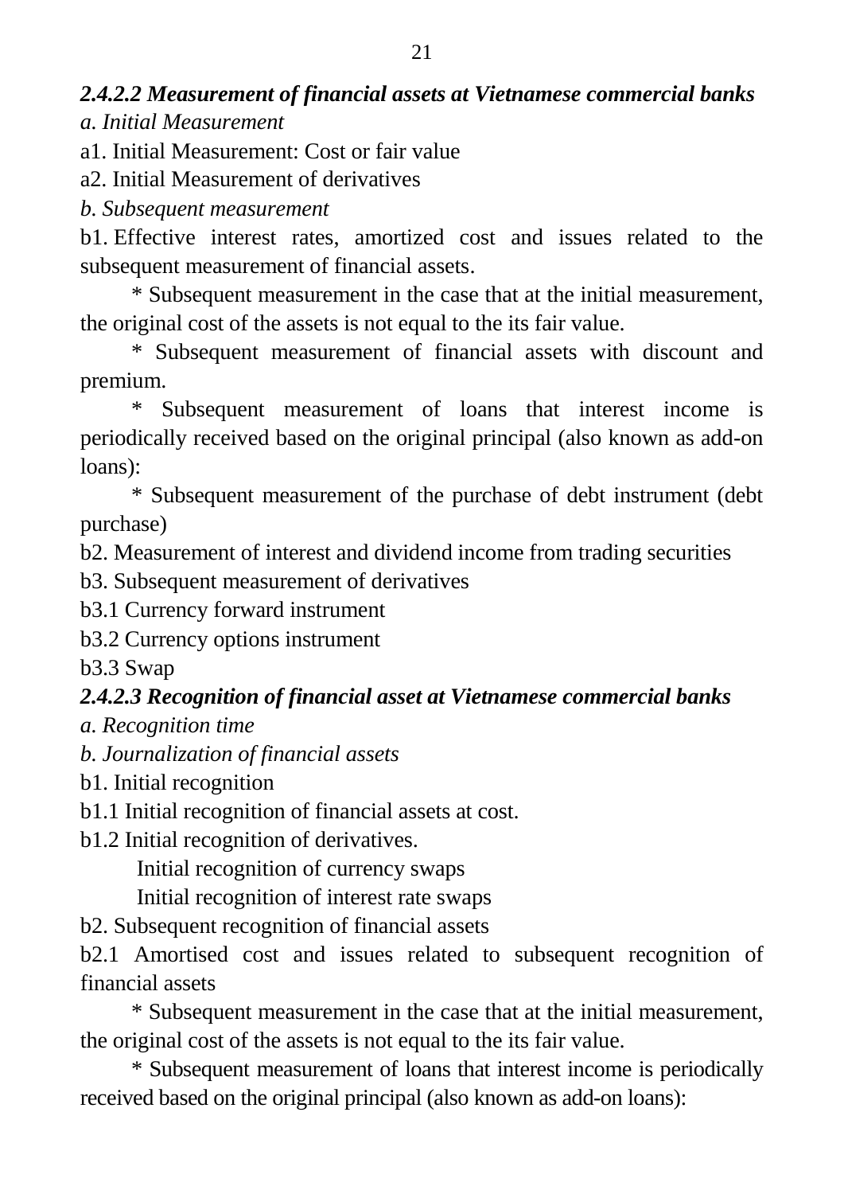#### *2.4.2.2 Measurement of financial assets at Vietnamese commercial banks*

*a. Initial Measurement*

a1. Initial Measurement: Cost or fair value

a2. Initial Measurement of derivatives

*b. Subsequent measurement*

b1. Effective interest rates, amortized cost and issues related to the subsequent measurement of financial assets.

* Subsequent measurement in the case that at the initial measurement, the original cost of the assets is not equal to the its fair value.

* Subsequent measurement of financial assets with discount and premium.

* Subsequent measurement of loans that interest income is periodically received based on the original principal (also known as add-on loans):

* Subsequent measurement of the purchase of debt instrument (debt purchase)

b2. Measurement of interest and dividend income from trading securities

b3. Subsequent measurement of derivatives

b3.1 Currency forward instrument

b3.2 Currency options instrument

b3.3 Swap

#### *2.4.2.3 Recognition of financial asset at Vietnamese commercial banks*

*a. Recognition time*

*b. Journalization of financial assets*

b1. Initial recognition

b1.1 Initial recognition of financial assets at cost.

b1.2 Initial recognition of derivatives.

Initial recognition of currency swaps

Initial recognition of interest rate swaps

b2. Subsequent recognition of financial assets

b2.1 Amortised cost and issues related to subsequent recognition of financial assets

* Subsequent measurement in the case that at the initial measurement, the original cost of the assets is not equal to the its fair value.

* Subsequent measurement of loans that interest income is periodically received based on the original principal (also known as add-on loans):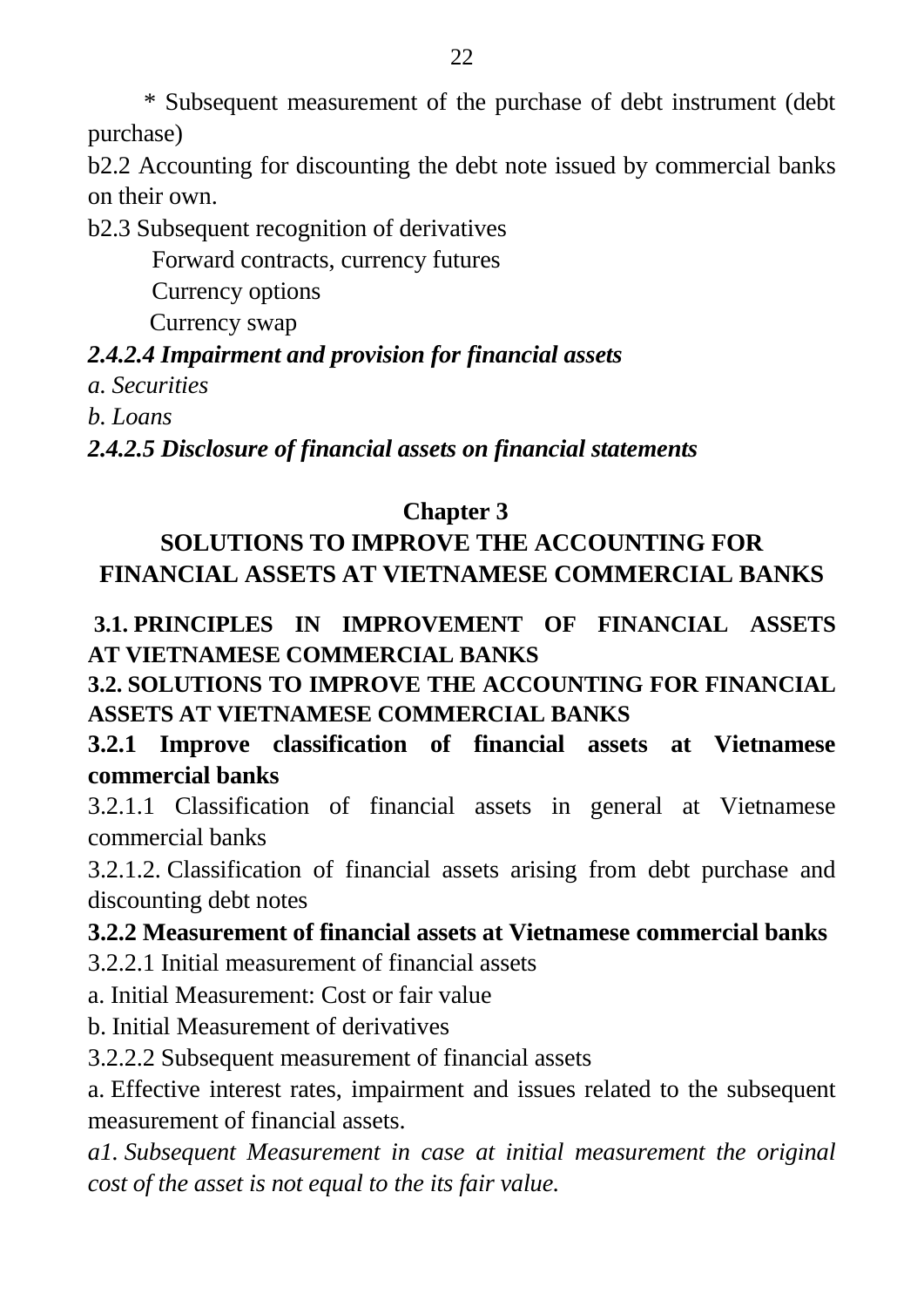\* Subsequent measurement of the purchase of debt instrument (debt purchase)

b2.2 Accounting for discounting the debt note issued by commercial banks on their own.

b2.3 Subsequent recognition of derivatives

Forward contracts, currency futures

Currency options

Currency swap

***2.4.2.4 Impairment and provision for financial assets***

*a. Securities*

*b. Loans*

***2.4.2.5 Disclosure of financial assets on financial statements***

# Chapter 3

# SOLUTIONS TO IMPROVE THE ACCOUNTING FOR FINANCIAL ASSETS AT VIETNAMESE COMMERCIAL BANKS

## 3.1. PRINCIPLES IN IMPROVEMENT OF FINANCIAL ASSETS AT VIETNAMESE COMMERCIAL BANKS

## 3.2. SOLUTIONS TO IMPROVE THE ACCOUNTING FOR FINANCIAL ASSETS AT VIETNAMESE COMMERCIAL BANKS

### 3.2.1 Improve classification of financial assets at Vietnamese commercial banks

3.2.1.1 Classification of financial assets in general at Vietnamese commercial banks

3.2.1.2. Classification of financial assets arising from debt purchase and discounting debt notes

### 3.2.2 Measurement of financial assets at Vietnamese commercial banks

3.2.2.1 Initial measurement of financial assets

a. Initial Measurement: Cost or fair value

b. Initial Measurement of derivatives

3.2.2.2 Subsequent measurement of financial assets

a. Effective interest rates, impairment and issues related to the subsequent measurement of financial assets.

*a1. Subsequent Measurement in case at initial measurement the original cost of the asset is not equal to the its fair value.*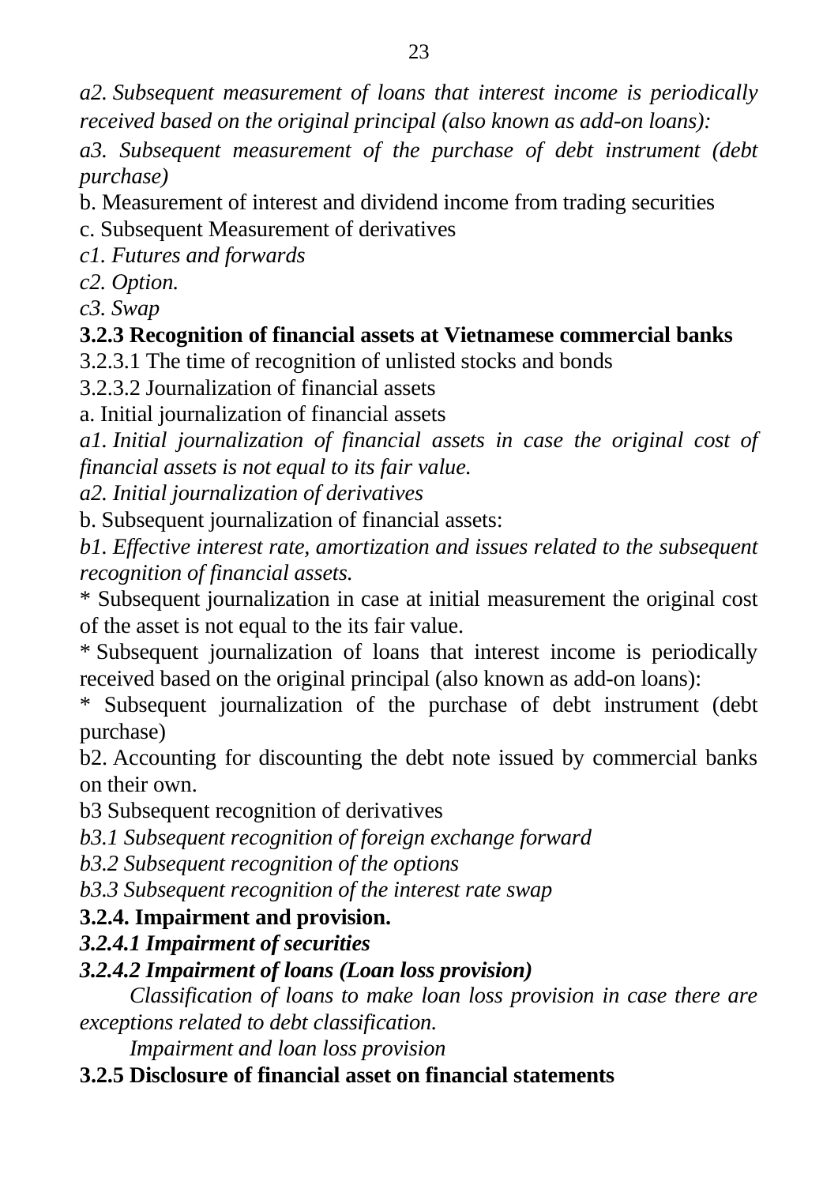*a2. Subsequent measurement of loans that interest income is periodically received based on the original principal (also known as add-on loans):*

*a3. Subsequent measurement of the purchase of debt instrument (debt purchase)*

b. Measurement of interest and dividend income from trading securities

c. Subsequent Measurement of derivatives

*c1. Futures and forwards*

*c2. Option.*

*c3. Swap*

**3.2.3 Recognition of financial assets at Vietnamese commercial banks**

3.2.3.1 The time of recognition of unlisted stocks and bonds

3.2.3.2 Journalization of financial assets

a. Initial journalization of financial assets

*a1. Initial journalization of financial assets in case the original cost of financial assets is not equal to its fair value.*

*a2. Initial journalization of derivatives*

b. Subsequent journalization of financial assets:

*b1. Effective interest rate, amortization and issues related to the subsequent recognition of financial assets.*

* Subsequent journalization in case at initial measurement the original cost of the asset is not equal to the its fair value.

* Subsequent journalization of loans that interest income is periodically received based on the original principal (also known as add-on loans):

* Subsequent journalization of the purchase of debt instrument (debt purchase)

b2. Accounting for discounting the debt note issued by commercial banks on their own.

b3 Subsequent recognition of derivatives

*b3.1 Subsequent recognition of foreign exchange forward*

*b3.2 Subsequent recognition of the options*

*b3.3 Subsequent recognition of the interest rate swap*

**3.2.4. Impairment and provision.**

***3.2.4.1 Impairment of securities***

***3.2.4.2 Impairment of loans (Loan loss provision)***

*Classification of loans to make loan loss provision in case there are exceptions related to debt classification.*

*Impairment and loan loss provision*

**3.2.5 Disclosure of financial asset on financial statements**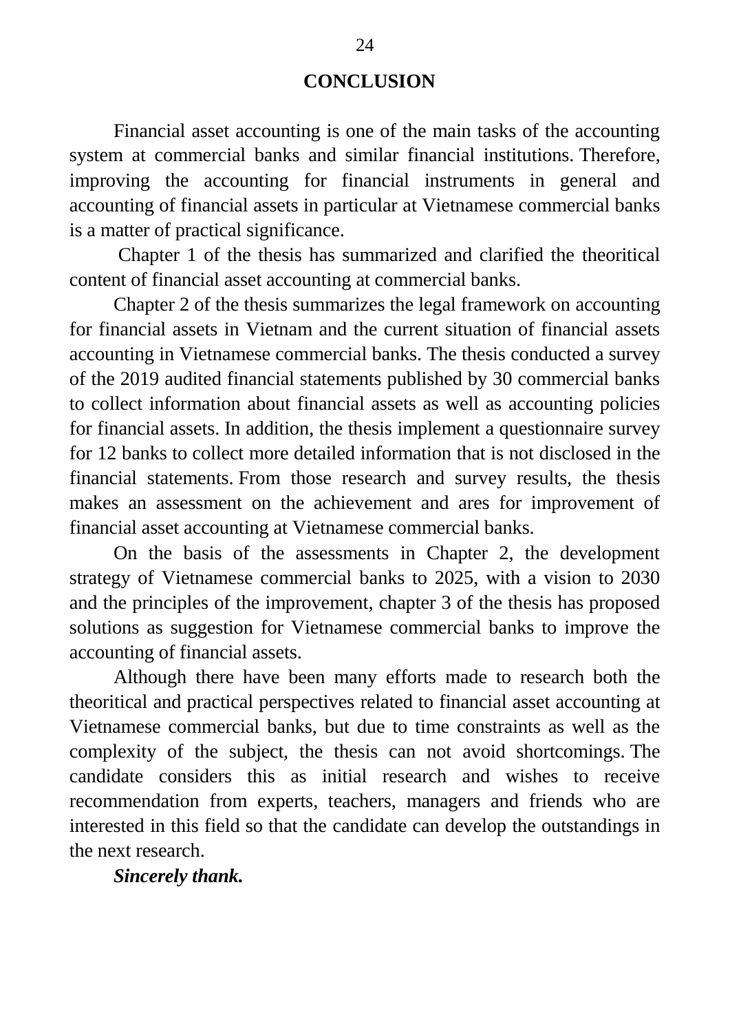# CONCLUSION

Financial asset accounting is one of the main tasks of the accounting system at commercial banks and similar financial institutions. Therefore, improving the accounting for financial instruments in general and accounting of financial assets in particular at Vietnamese commercial banks is a matter of practical significance.

Chapter 1 of the thesis has summarized and clarified the theoritical content of financial asset accounting at commercial banks.

Chapter 2 of the thesis summarizes the legal framework on accounting for financial assets in Vietnam and the current situation of financial assets accounting in Vietnamese commercial banks. The thesis conducted a survey of the 2019 audited financial statements published by 30 commercial banks to collect information about financial assets as well as accounting policies for financial assets. In addition, the thesis implement a questionnaire survey for 12 banks to collect more detailed information that is not disclosed in the financial statements. From those research and survey results, the thesis makes an assessment on the achievement and ares for improvement of financial asset accounting at Vietnamese commercial banks.

On the basis of the assessments in Chapter 2, the development strategy of Vietnamese commercial banks to 2025, with a vision to 2030 and the principles of the improvement, chapter 3 of the thesis has proposed solutions as suggestion for Vietnamese commercial banks to improve the accounting of financial assets.

Although there have been many efforts made to research both the theoritical and practical perspectives related to financial asset accounting at Vietnamese commercial banks, but due to time constraints as well as the complexity of the subject, the thesis can not avoid shortcomings. The candidate considers this as initial research and wishes to receive recommendation from experts, teachers, managers and friends who are interested in this field so that the candidate can develop the outstandings in the next research.

***Sincerely thank.***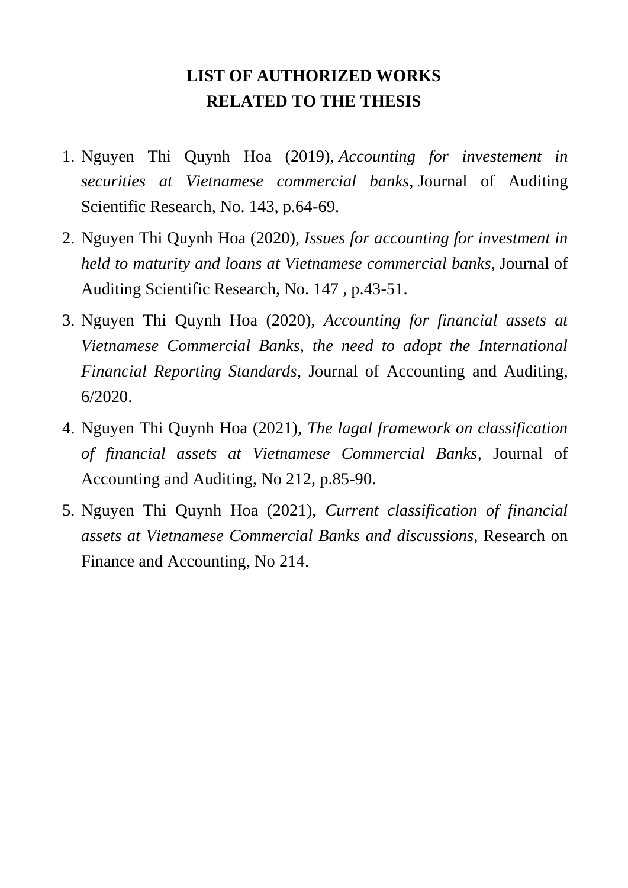# LIST OF AUTHORIZED WORKS
# RELATED TO THE THESIS

1. Nguyen Thi Quynh Hoa (2019), *Accounting for investement in securities at Vietnamese commercial banks,* Journal of Auditing Scientific Research, No. 143, p.64-69.
2. Nguyen Thi Quynh Hoa (2020), *Issues for accounting for investment in held to maturity and loans at Vietnamese commercial banks,* Journal of Auditing Scientific Research, No. 147 , p.43-51.
3. Nguyen Thi Quynh Hoa (2020), *Accounting for financial assets at Vietnamese Commercial Banks, the need to adopt the International Financial Reporting Standards*, Journal of Accounting and Auditing, 6/2020.
4. Nguyen Thi Quynh Hoa (2021), *The lagal framework on classification of financial assets at Vietnamese Commercial Banks*, Journal of Accounting and Auditing, No 212, p.85-90.
5. Nguyen Thi Quynh Hoa (2021), *Current classification of financial assets at Vietnamese Commercial Banks and discussions,* Research on Finance and Accounting, No 214.